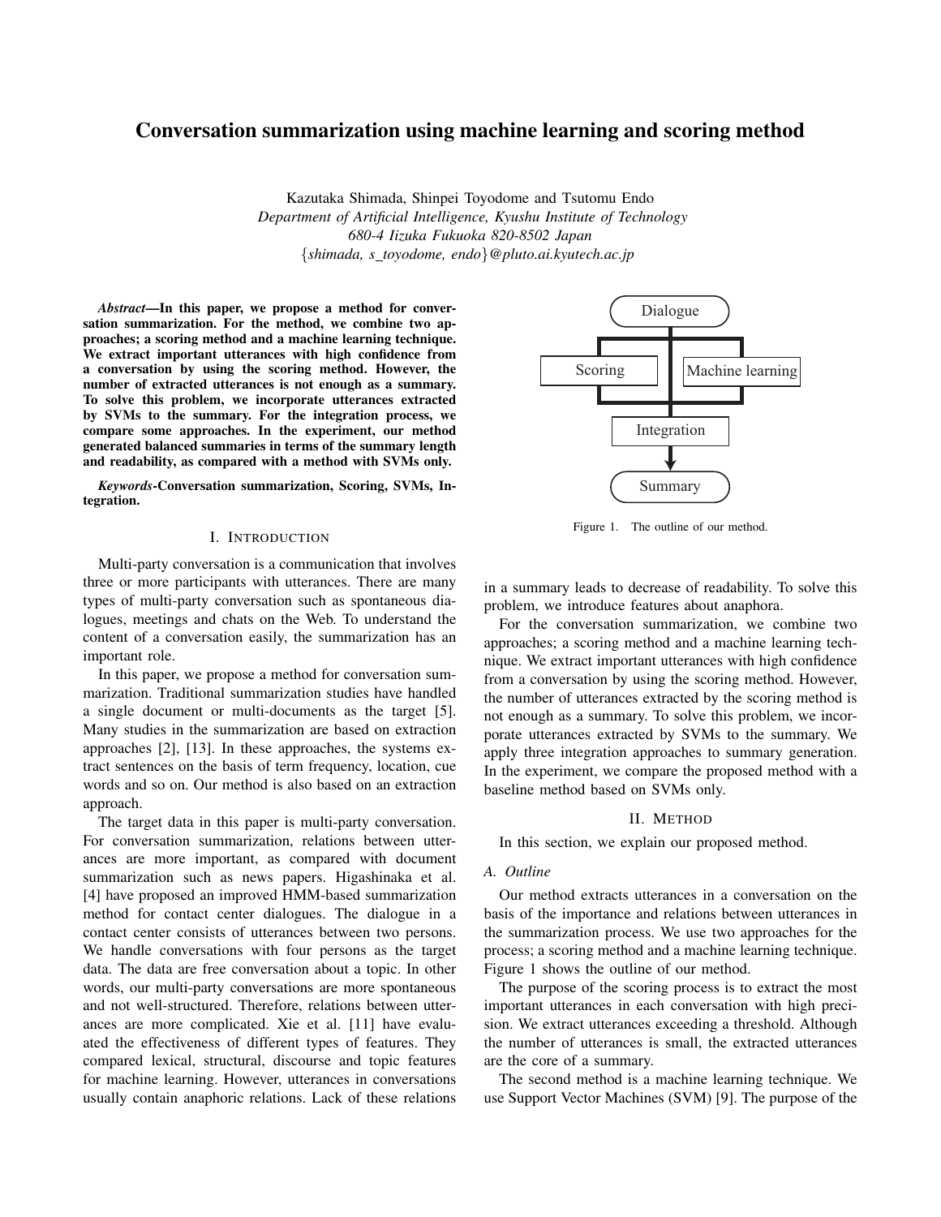# Conversation summarization using machine learning and scoring method

Kazutaka Shimada, Shinpei Toyodome and Tsutomu Endo
*Department of Artificial Intelligence, Kyushu Institute of Technology*
*680-4 Iizuka Fukuoka 820-8502 Japan*
{*shimada, s_toyodome, endo*}*@pluto.ai.kyutech.ac.jp*

***Abstract*—In this paper, we propose a method for conversation summarization. For the method, we combine two approaches; a scoring method and a machine learning technique. We extract important utterances with high confidence from a conversation by using the scoring method. However, the number of extracted utterances is not enough as a summary. To solve this problem, we incorporate utterances extracted by SVMs to the summary. For the integration process, we compare some approaches. In the experiment, our method generated balanced summaries in terms of the summary length and readability, as compared with a method with SVMs only.**

***Keywords*-Conversation summarization, Scoring, SVMs, Integration.**

## I. Introduction

Multi-party conversation is a communication that involves three or more participants with utterances. There are many types of multi-party conversation such as spontaneous dialogues, meetings and chats on the Web. To understand the content of a conversation easily, the summarization has an important role.

In this paper, we propose a method for conversation summarization. Traditional summarization studies have handled a single document or multi-documents as the target [5]. Many studies in the summarization are based on extraction approaches [2], [13]. In these approaches, the systems extract sentences on the basis of term frequency, location, cue words and so on. Our method is also based on an extraction approach.

The target data in this paper is multi-party conversation. For conversation summarization, relations between utterances are more important, as compared with document summarization such as news papers. Higashinaka et al. [4] have proposed an improved HMM-based summarization method for contact center dialogues. The dialogue in a contact center consists of utterances between two persons. We handle conversations with four persons as the target data. The data are free conversation about a topic. In other words, our multi-party conversations are more spontaneous and not well-structured. Therefore, relations between utterances are more complicated. Xie et al. [11] have evaluated the effectiveness of different types of features. They compared lexical, structural, discourse and topic features for machine learning. However, utterances in conversations usually contain anaphoric relations. Lack of these relations in a summary leads to decrease of readability. To solve this problem, we introduce features about anaphora.

Dialogue → Scoring | Machine learning → Integration → Summary

Figure 1. The outline of our method.

For the conversation summarization, we combine two approaches; a scoring method and a machine learning technique. We extract important utterances with high confidence from a conversation by using the scoring method. However, the number of utterances extracted by the scoring method is not enough as a summary. To solve this problem, we incorporate utterances extracted by SVMs to the summary. We apply three integration approaches to summary generation. In the experiment, we compare the proposed method with a baseline method based on SVMs only.

## II. Method

In this section, we explain our proposed method.

### A. Outline

Our method extracts utterances in a conversation on the basis of the importance and relations between utterances in the summarization process. We use two approaches for the process; a scoring method and a machine learning technique. Figure 1 shows the outline of our method.

The purpose of the scoring process is to extract the most important utterances in each conversation with high precision. We extract utterances exceeding a threshold. Although the number of utterances is small, the extracted utterances are the core of a summary.

The second method is a machine learning technique. We use Support Vector Machines (SVM) [9]. The purpose of the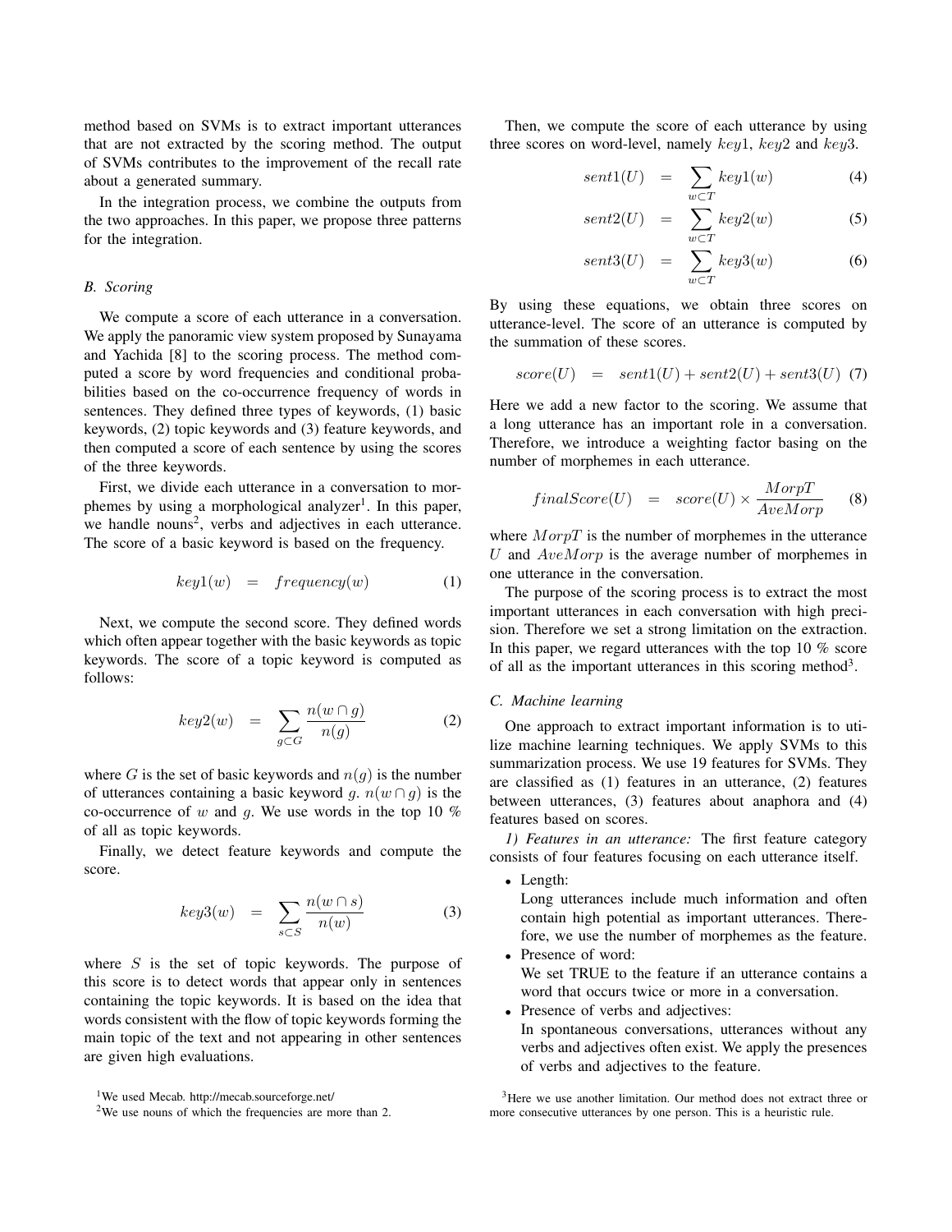method based on SVMs is to extract important utterances that are not extracted by the scoring method. The output of SVMs contributes to the improvement of the recall rate about a generated summary.

In the integration process, we combine the outputs from the two approaches. In this paper, we propose three patterns for the integration.

### B. Scoring

We compute a score of each utterance in a conversation. We apply the panoramic view system proposed by Sunayama and Yachida [8] to the scoring process. The method computed a score by word frequencies and conditional probabilities based on the co-occurrence frequency of words in sentences. They defined three types of keywords, (1) basic keywords, (2) topic keywords and (3) feature keywords, and then computed a score of each sentence by using the scores of the three keywords.

First, we divide each utterance in a conversation to morphemes by using a morphological analyzer[1]. In this paper, we handle nouns[2], verbs and adjectives in each utterance. The score of a basic keyword is based on the frequency.

$$key1(w) \quad = \quad frequency(w) \tag{1}$$

Next, we compute the second score. They defined words which often appear together with the basic keywords as topic keywords. The score of a topic keyword is computed as follows:

$$key2(w) \quad = \quad \sum_{g \subset G} \frac{n(w \cap g)}{n(g)} \tag{2}$$

where $G$ is the set of basic keywords and $n(g)$ is the number of utterances containing a basic keyword $g$. $n(w \cap g)$ is the co-occurrence of $w$ and $g$. We use words in the top 10 % of all as topic keywords.

Finally, we detect feature keywords and compute the score.

$$key3(w) \quad = \quad \sum_{s \subset S} \frac{n(w \cap s)}{n(w)} \tag{3}$$

where $S$ is the set of topic keywords. The purpose of this score is to detect words that appear only in sentences containing the topic keywords. It is based on the idea that words consistent with the flow of topic keywords forming the main topic of the text and not appearing in other sentences are given high evaluations.

Then, we compute the score of each utterance by using three scores on word-level, namely $key1$, $key2$ and $key3$.

$$sent1(U) \quad = \quad \sum_{w \subset T} key1(w) \tag{4}$$

$$sent2(U) \quad = \quad \sum_{w \subset T} key2(w) \tag{5}$$

$$sent3(U) \quad = \quad \sum_{w \subset T} key3(w) \tag{6}$$

By using these equations, we obtain three scores on utterance-level. The score of an utterance is computed by the summation of these scores.

$$score(U) \quad = \quad sent1(U) + sent2(U) + sent3(U) \tag{7}$$

Here we add a new factor to the scoring. We assume that a long utterance has an important role in a conversation. Therefore, we introduce a weighting factor basing on the number of morphemes in each utterance.

$$finalScore(U) \quad = \quad score(U) \times \frac{MorpT}{AveMorp} \tag{8}$$

where $MorpT$ is the number of morphemes in the utterance $U$ and $AveMorp$ is the average number of morphemes in one utterance in the conversation.

The purpose of the scoring process is to extract the most important utterances in each conversation with high precision. Therefore we set a strong limitation on the extraction. In this paper, we regard utterances with the top 10 % score of all as the important utterances in this scoring method[3].

### C. Machine learning

One approach to extract important information is to utilize machine learning techniques. We apply SVMs to this summarization process. We use 19 features for SVMs. They are classified as (1) features in an utterance, (2) features between utterances, (3) features about anaphora and (4) features based on scores.

*1) Features in an utterance:* The first feature category consists of four features focusing on each utterance itself.

- Length:
  Long utterances include much information and often contain high potential as important utterances. Therefore, we use the number of morphemes as the feature.
- Presence of word:
  We set TRUE to the feature if an utterance contains a word that occurs twice or more in a conversation.
- Presence of verbs and adjectives:
  In spontaneous conversations, utterances without any verbs and adjectives often exist. We apply the presences of verbs and adjectives to the feature.

[1] We used Mecab. http://mecab.sourceforge.net/

[2] We use nouns of which the frequencies are more than 2.

[3] Here we use another limitation. Our method does not extract three or more consecutive utterances by one person. This is a heuristic rule.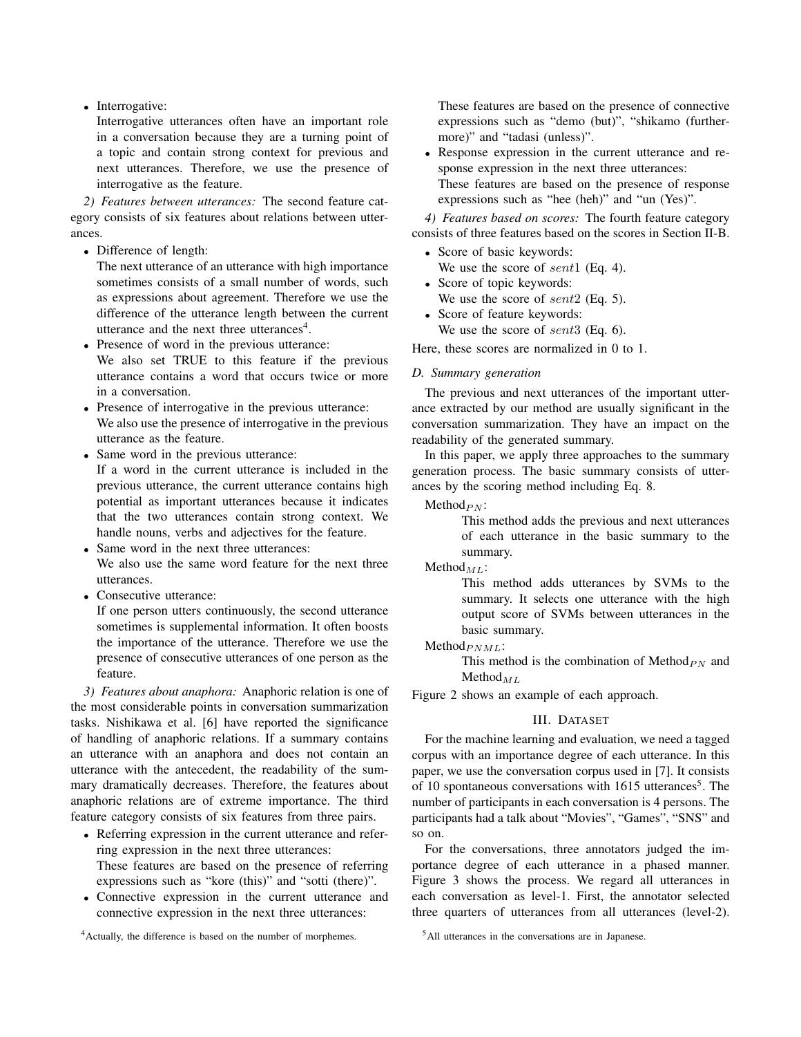- Interrogative:
  Interrogative utterances often have an important role in a conversation because they are a turning point of a topic and contain strong context for previous and next utterances. Therefore, we use the presence of interrogative as the feature.

*2) Features between utterances:* The second feature category consists of six features about relations between utterances.

- Difference of length:
  The next utterance of an utterance with high importance sometimes consists of a small number of words, such as expressions about agreement. Therefore we use the difference of the utterance length between the current utterance and the next three utterances[4].
- Presence of word in the previous utterance:
  We also set TRUE to this feature if the previous utterance contains a word that occurs twice or more in a conversation.
- Presence of interrogative in the previous utterance:
  We also use the presence of interrogative in the previous utterance as the feature.
- Same word in the previous utterance:
  If a word in the current utterance is included in the previous utterance, the current utterance contains high potential as important utterances because it indicates that the two utterances contain strong context. We handle nouns, verbs and adjectives for the feature.
- Same word in the next three utterances:
  We also use the same word feature for the next three utterances.
- Consecutive utterance:
  If one person utters continuously, the second utterance sometimes is supplemental information. It often boosts the importance of the utterance. Therefore we use the presence of consecutive utterances of one person as the feature.

*3) Features about anaphora:* Anaphoric relation is one of the most considerable points in conversation summarization tasks. Nishikawa et al. [6] have reported the significance of handling of anaphoric relations. If a summary contains an utterance with an anaphora and does not contain an utterance with the antecedent, the readability of the summary dramatically decreases. Therefore, the features about anaphoric relations are of extreme importance. The third feature category consists of six features from three pairs.

- Referring expression in the current utterance and referring expression in the next three utterances:
  These features are based on the presence of referring expressions such as "kore (this)" and "sotti (there)".
- Connective expression in the current utterance and connective expression in the next three utterances:
  These features are based on the presence of connective expressions such as "demo (but)", "shikamo (furthermore)" and "tadasi (unless)".
- Response expression in the current utterance and response expression in the next three utterances:
  These features are based on the presence of response expressions such as "hee (heh)" and "un (Yes)".

*4) Features based on scores:* The fourth feature category consists of three features based on the scores in Section II-B.

- Score of basic keywords:
  We use the score of $sent1$ (Eq. 4).
- Score of topic keywords:
  We use the score of $sent2$ (Eq. 5).
- Score of feature keywords:
  We use the score of $sent3$ (Eq. 6).

Here, these scores are normalized in 0 to 1.

### D. Summary generation

The previous and next utterances of the important utterance extracted by our method are usually significant in the conversation summarization. They have an impact on the readability of the generated summary.

In this paper, we apply three approaches to the summary generation process. The basic summary consists of utterances by the scoring method including Eq. 8.

Method$_{PN}$:
: This method adds the previous and next utterances of each utterance in the basic summary to the summary.

Method$_{ML}$:
: This method adds utterances by SVMs to the summary. It selects one utterance with the high output score of SVMs between utterances in the basic summary.

Method$_{PNML}$:
: This method is the combination of Method$_{PN}$ and Method$_{ML}$

Figure 2 shows an example of each approach.

## III. Dataset

For the machine learning and evaluation, we need a tagged corpus with an importance degree of each utterance. In this paper, we use the conversation corpus used in [7]. It consists of 10 spontaneous conversations with 1615 utterances[5]. The number of participants in each conversation is 4 persons. The participants had a talk about "Movies", "Games", "SNS" and so on.

For the conversations, three annotators judged the importance degree of each utterance in a phased manner. Figure 3 shows the process. We regard all utterances in each conversation as level-1. First, the annotator selected three quarters of utterances from all utterances (level-2).

[4] Actually, the difference is based on the number of morphemes.

[5] All utterances in the conversations are in Japanese.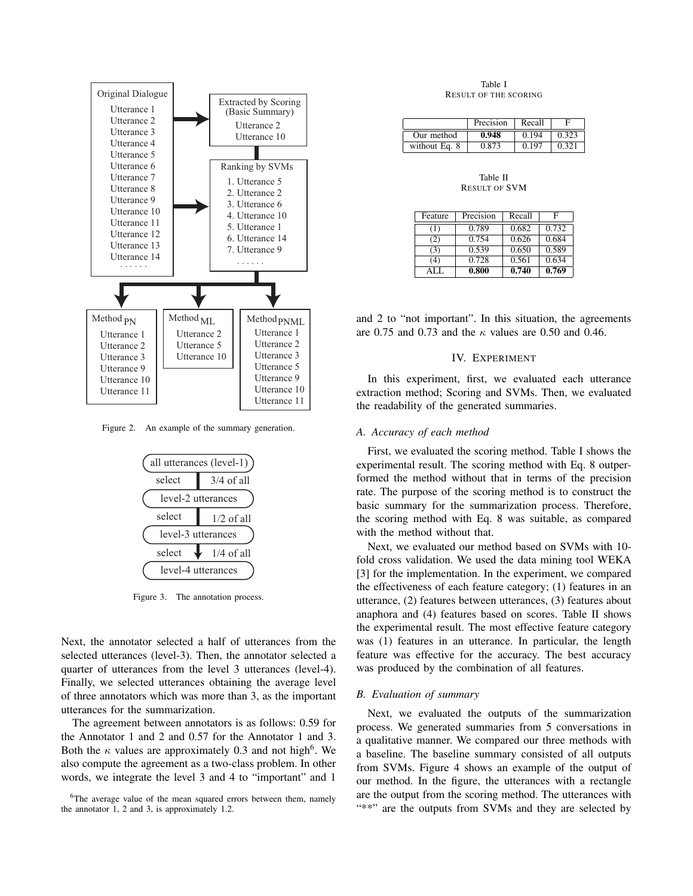Original Dialogue
Utterance 1
Utterance 2
Utterance 3
Utterance 4
Utterance 5
Utterance 6
Utterance 7
Utterance 8
Utterance 9
Utterance 10
Utterance 11
Utterance 12
Utterance 13
Utterance 14
. . . . . .

Extracted by Scoring (Basic Summary)
Utterance 2
Utterance 10

Ranking by SVMs
1. Utterance 5
2. Utterance 2
3. Utterance 6
4. Utterance 10
5. Utterance 1
6. Utterance 14
7. Utterance 9
. . . . . .

Method $_{PN}$
Utterance 1
Utterance 2
Utterance 3
Utterance 9
Utterance 10
Utterance 11

Method $_{ML}$
Utterance 2
Utterance 5
Utterance 10

Method $_{PNML}$
Utterance 1
Utterance 2
Utterance 3
Utterance 5
Utterance 9
Utterance 10
Utterance 11

Figure 2. An example of the summary generation.

all utterances (level-1)
select — 3/4 of all
level-2 utterances
select — 1/2 of all
level-3 utterances
select — 1/4 of all
level-4 utterances

Figure 3. The annotation process.

Next, the annotator selected a half of utterances from the selected utterances (level-3). Then, the annotator selected a quarter of utterances from the level 3 utterances (level-4). Finally, we selected utterances obtaining the average level of three annotators which was more than 3, as the important utterances for the summarization.

The agreement between annotators is as follows: 0.59 for the Annotator 1 and 2 and 0.57 for the Annotator 1 and 3. Both the $\kappa$ values are approximately 0.3 and not high[6]. We also compute the agreement as a two-class problem. In other words, we integrate the level 3 and 4 to "important" and 1 and 2 to "not important". In this situation, the agreements are 0.75 and 0.73 and the $\kappa$ values are 0.50 and 0.46.

[6]The average value of the mean squared errors between them, namely the annotator 1, 2 and 3, is approximately 1.2.

Table I
RESULT OF THE SCORING

| | Precision | Recall | F |
|---|---|---|---|
| Our method | **0.948** | 0.194 | 0.323 |
| without Eq. 8 | 0.873 | 0.197 | 0.321 |

Table II
RESULT OF SVM

| Feature | Precision | Recall | F |
|---|---|---|---|
| (1) | 0.789 | 0.682 | 0.732 |
| (2) | 0.754 | 0.626 | 0.684 |
| (3) | 0.539 | 0.650 | 0.589 |
| (4) | 0.728 | 0.561 | 0.634 |
| ALL | **0.800** | **0.740** | **0.769** |

## IV. Experiment

In this experiment, first, we evaluated each utterance extraction method; Scoring and SVMs. Then, we evaluated the readability of the generated summaries.

### A. Accuracy of each method

First, we evaluated the scoring method. Table I shows the experimental result. The scoring method with Eq. 8 outperformed the method without that in terms of the precision rate. The purpose of the scoring method is to construct the basic summary for the summarization process. Therefore, the scoring method with Eq. 8 was suitable, as compared with the method without that.

Next, we evaluated our method based on SVMs with 10-fold cross validation. We used the data mining tool WEKA [3] for the implementation. In the experiment, we compared the effectiveness of each feature category; (1) features in an utterance, (2) features between utterances, (3) features about anaphora and (4) features based on scores. Table II shows the experimental result. The most effective feature category was (1) features in an utterance. In particular, the length feature was effective for the accuracy. The best accuracy was produced by the combination of all features.

### B. Evaluation of summary

Next, we evaluated the outputs of the summarization process. We generated summaries from 5 conversations in a qualitative manner. We compared our three methods with a baseline. The baseline summary consisted of all outputs from SVMs. Figure 4 shows an example of the output of our method. In the figure, the utterances with a rectangle are the output from the scoring method. The utterances with "**" are the outputs from SVMs and they are selected by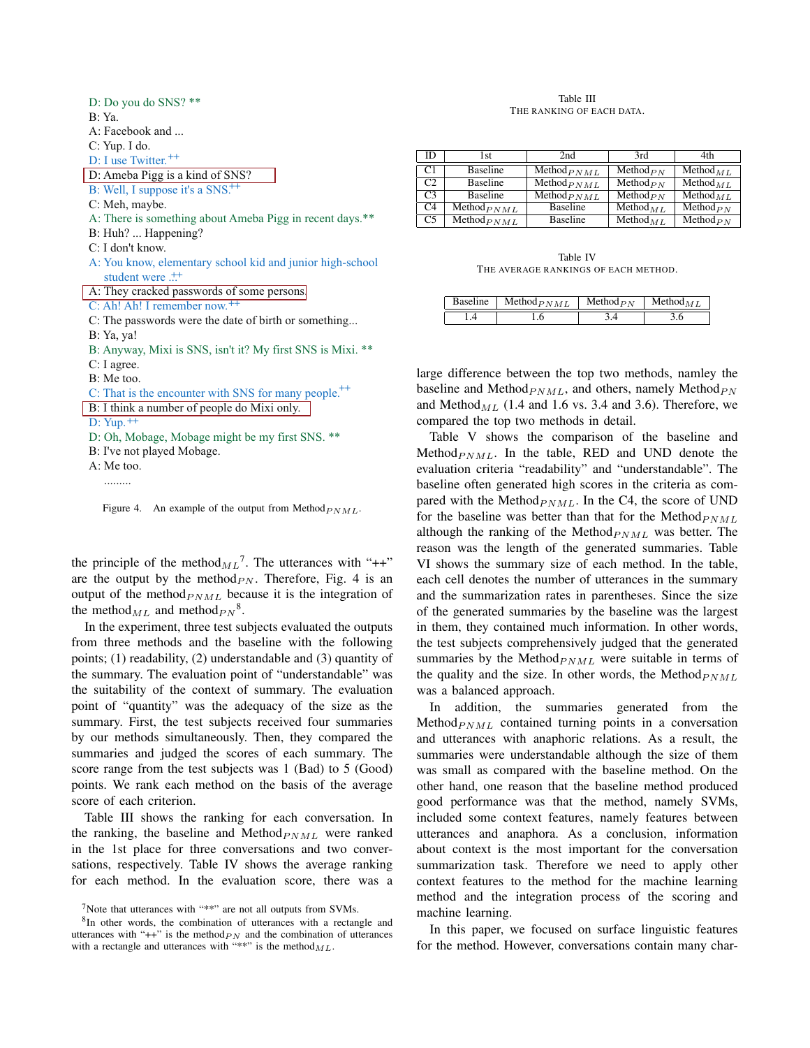D: Do you do SNS? **
B: Ya.
A: Facebook and ...
C: Yup. I do.
D: I use Twitter.++
D: Ameba Pigg is a kind of SNS?
B: Well, I suppose it's a SNS.++
C: Meh, maybe.
A: There is something about Ameba Pigg in recent days.**
B: Huh? ... Happening?
C: I don't know.
A: You know, elementary school kid and junior high-school student were .:.++
A: They cracked passwords of some persons
C: Ah! Ah! I remember now.++
C: The passwords were the date of birth or something...
B: Ya, ya!
B: Anyway, Mixi is SNS, isn't it? My first SNS is Mixi. **
C: I agree.
B: Me too.
C: That is the encounter with SNS for many people.++
B: I think a number of people do Mixi only.
D: Yup.++
D: Oh, Mobage, Mobage might be my first SNS. **
B: I've not played Mobage.
A: Me too.
.........

Figure 4. An example of the output from $\text{Method}_{PNML}$.

the principle of the $\text{method}_{ML}$[7]. The utterances with "++" are the output by the $\text{method}_{PN}$. Therefore, Fig. 4 is an output of the $\text{method}_{PNML}$ because it is the integration of the $\text{method}_{ML}$ and $\text{method}_{PN}$[8].

In the experiment, three test subjects evaluated the outputs from three methods and the baseline with the following points; (1) readability, (2) understandable and (3) quantity of the summary. The evaluation point of "understandable" was the suitability of the context of summary. The evaluation point of "quantity" was the adequacy of the size as the summary. First, the test subjects received four summaries by our methods simultaneously. Then, they compared the summaries and judged the scores of each summary. The score range from the test subjects was 1 (Bad) to 5 (Good) points. We rank each method on the basis of the average score of each criterion.

Table III shows the ranking for each conversation. In the ranking, the baseline and $\text{Method}_{PNML}$ were ranked in the 1st place for three conversations and two conversations, respectively. Table IV shows the average ranking for each method. In the evaluation score, there was a large difference between the top two methods, namley the baseline and $\text{Method}_{PNML}$, and others, namely $\text{Method}_{PN}$ and $\text{Method}_{ML}$ (1.4 and 1.6 vs. 3.4 and 3.6). Therefore, we compared the top two methods in detail.

[7]Note that utterances with "**" are not all outputs from SVMs.

[8]In other words, the combination of utterances with a rectangle and utterances with "++" is the $\text{method}_{PN}$ and the combination of utterances with a rectangle and utterances with "**" is the $\text{method}_{ML}$.

Table III
THE RANKING OF EACH DATA.

| ID | 1st | 2nd | 3rd | 4th |
|---|---|---|---|---|
| C1 | Baseline | $\text{Method}_{PNML}$ | $\text{Method}_{PN}$ | $\text{Method}_{ML}$ |
| C2 | Baseline | $\text{Method}_{PNML}$ | $\text{Method}_{PN}$ | $\text{Method}_{ML}$ |
| C3 | Baseline | $\text{Method}_{PNML}$ | $\text{Method}_{PN}$ | $\text{Method}_{ML}$ |
| C4 | $\text{Method}_{PNML}$ | Baseline | $\text{Method}_{ML}$ | $\text{Method}_{PN}$ |
| C5 | $\text{Method}_{PNML}$ | Baseline | $\text{Method}_{ML}$ | $\text{Method}_{PN}$ |

Table IV
THE AVERAGE RANKINGS OF EACH METHOD.

| Baseline | $\text{Method}_{PNML}$ | $\text{Method}_{PN}$ | $\text{Method}_{ML}$ |
|---|---|---|---|
| 1.4 | 1.6 | 3.4 | 3.6 |

Table V shows the comparison of the baseline and $\text{Method}_{PNML}$. In the table, RED and UND denote the evaluation criteria "readability" and "understandable". The baseline often generated high scores in the criteria as compared with the $\text{Method}_{PNML}$. In the C4, the score of UND for the baseline was better than that for the $\text{Method}_{PNML}$ although the ranking of the $\text{Method}_{PNML}$ was better. The reason was the length of the generated summaries. Table VI shows the summary size of each method. In the table, each cell denotes the number of utterances in the summary and the summarization rates in parentheses. Since the size of the generated summaries by the baseline was the largest in them, they contained much information. In other words, the test subjects comprehensively judged that the generated summaries by the $\text{Method}_{PNML}$ were suitable in terms of the quality and the size. In other words, the $\text{Method}_{PNML}$ was a balanced approach.

In addition, the summaries generated from the $\text{Method}_{PNML}$ contained turning points in a conversation and utterances with anaphoric relations. As a result, the summaries were understandable although the size of them was small as compared with the baseline method. On the other hand, one reason that the baseline method produced good performance was that the method, namely SVMs, included some context features, namely features between utterances and anaphora. As a conclusion, information about context is the most important for the conversation summarization task. Therefore we need to apply other context features to the method for the machine learning method and the integration process of the scoring and machine learning.

In this paper, we focused on surface linguistic features for the method. However, conversations contain many char-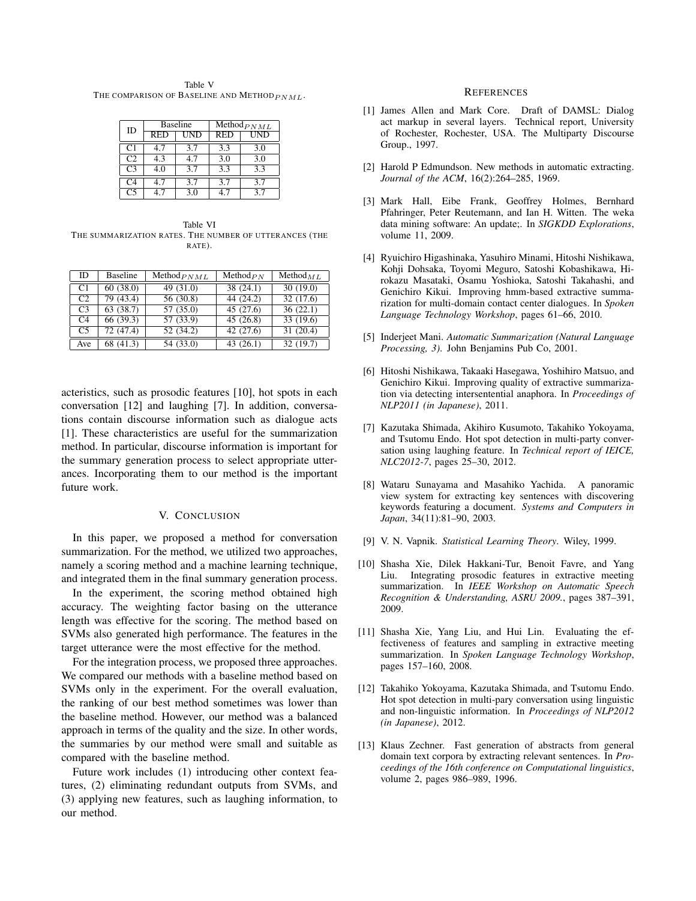Table V
THE COMPARISON OF BASELINE AND METHOD$_{PNML}$.

| ID | Baseline | | Method$_{PNML}$ | |
|---|---|---|---|---|
| | RED | UND | RED | UND |
| C1 | 4.7 | 3.7 | 3.3 | 3.0 |
| C2 | 4.3 | 4.7 | 3.0 | 3.0 |
| C3 | 4.0 | 3.7 | 3.3 | 3.3 |
| C4 | 4.7 | 3.7 | 3.7 | 3.7 |
| C5 | 4.7 | 3.0 | 4.7 | 3.7 |

Table VI
THE SUMMARIZATION RATES. THE NUMBER OF UTTERANCES (THE RATE).

| ID | Baseline | Method$_{PNML}$ | Method$_{PN}$ | Method$_{ML}$ |
|---|---|---|---|---|
| C1 | 60 (38.0) | 49 (31.0) | 38 (24.1) | 30 (19.0) |
| C2 | 79 (43.4) | 56 (30.8) | 44 (24.2) | 32 (17.6) |
| C3 | 63 (38.7) | 57 (35.0) | 45 (27.6) | 36 (22.1) |
| C4 | 66 (39.3) | 57 (33.9) | 45 (26.8) | 33 (19.6) |
| C5 | 72 (47.4) | 52 (34.2) | 42 (27.6) | 31 (20.4) |
| Ave | 68 (41.3) | 54 (33.0) | 43 (26.1) | 32 (19.7) |

acteristics, such as prosodic features [10], hot spots in each conversation [12] and laughing [7]. In addition, conversations contain discourse information such as dialogue acts [1]. These characteristics are useful for the summarization method. In particular, discourse information is important for the summary generation process to select appropriate utterances. Incorporating them to our method is the important future work.

## V. CONCLUSION

In this paper, we proposed a method for conversation summarization. For the method, we utilized two approaches, namely a scoring method and a machine learning technique, and integrated them in the final summary generation process.

In the experiment, the scoring method obtained high accuracy. The weighting factor basing on the utterance length was effective for the scoring. The method based on SVMs also generated high performance. The features in the target utterance were the most effective for the method.

For the integration process, we proposed three approaches. We compared our methods with a baseline method based on SVMs only in the experiment. For the overall evaluation, the ranking of our best method sometimes was lower than the baseline method. However, our method was a balanced approach in terms of the quality and the size. In other words, the summaries by our method were small and suitable as compared with the baseline method.

Future work includes (1) introducing other context features, (2) eliminating redundant outputs from SVMs, and (3) applying new features, such as laughing information, to our method.

## REFERENCES

[1] James Allen and Mark Core. Draft of DAMSL: Dialog act markup in several layers. Technical report, University of Rochester, Rochester, USA. The Multiparty Discourse Group., 1997.

[2] Harold P Edmundson. New methods in automatic extracting. *Journal of the ACM*, 16(2):264–285, 1969.

[3] Mark Hall, Eibe Frank, Geoffrey Holmes, Bernhard Pfahringer, Peter Reutemann, and Ian H. Witten. The weka data mining software: An update;. In *SIGKDD Explorations*, volume 11, 2009.

[4] Ryuichiro Higashinaka, Yasuhiro Minami, Hitoshi Nishikawa, Kohji Dohsaka, Toyomi Meguro, Satoshi Kobashikawa, Hirokazu Masataki, Osamu Yoshioka, Satoshi Takahashi, and Genichiro Kikui. Improving hmm-based extractive summarization for multi-domain contact center dialogues. In *Spoken Language Technology Workshop*, pages 61–66, 2010.

[5] Inderjeet Mani. *Automatic Summarization (Natural Language Processing, 3)*. John Benjamins Pub Co, 2001.

[6] Hitoshi Nishikawa, Takaaki Hasegawa, Yoshihiro Matsuo, and Genichiro Kikui. Improving quality of extractive summarization via detecting intersentential anaphora. In *Proceedings of NLP2011 (in Japanese)*, 2011.

[7] Kazutaka Shimada, Akihiro Kusumoto, Takahiko Yokoyama, and Tsutomu Endo. Hot spot detection in multi-party conversation using laughing feature. In *Technical report of IEICE, NLC2012-7*, pages 25–30, 2012.

[8] Wataru Sunayama and Masahiko Yachida. A panoramic view system for extracting key sentences with discovering keywords featuring a document. *Systems and Computers in Japan*, 34(11):81–90, 2003.

[9] V. N. Vapnik. *Statistical Learning Theory*. Wiley, 1999.

[10] Shasha Xie, Dilek Hakkani-Tur, Benoit Favre, and Yang Liu. Integrating prosodic features in extractive meeting summarization. In *IEEE Workshop on Automatic Speech Recognition & Understanding, ASRU 2009.*, pages 387–391, 2009.

[11] Shasha Xie, Yang Liu, and Hui Lin. Evaluating the effectiveness of features and sampling in extractive meeting summarization. In *Spoken Language Technology Workshop*, pages 157–160, 2008.

[12] Takahiko Yokoyama, Kazutaka Shimada, and Tsutomu Endo. Hot spot detection in multi-pary conversation using linguistic and non-linguistic information. In *Proceedings of NLP2012 (in Japanese)*, 2012.

[13] Klaus Zechner. Fast generation of abstracts from general domain text corpora by extracting relevant sentences. In *Proceedings of the 16th conference on Computational linguistics*, volume 2, pages 986–989, 1996.